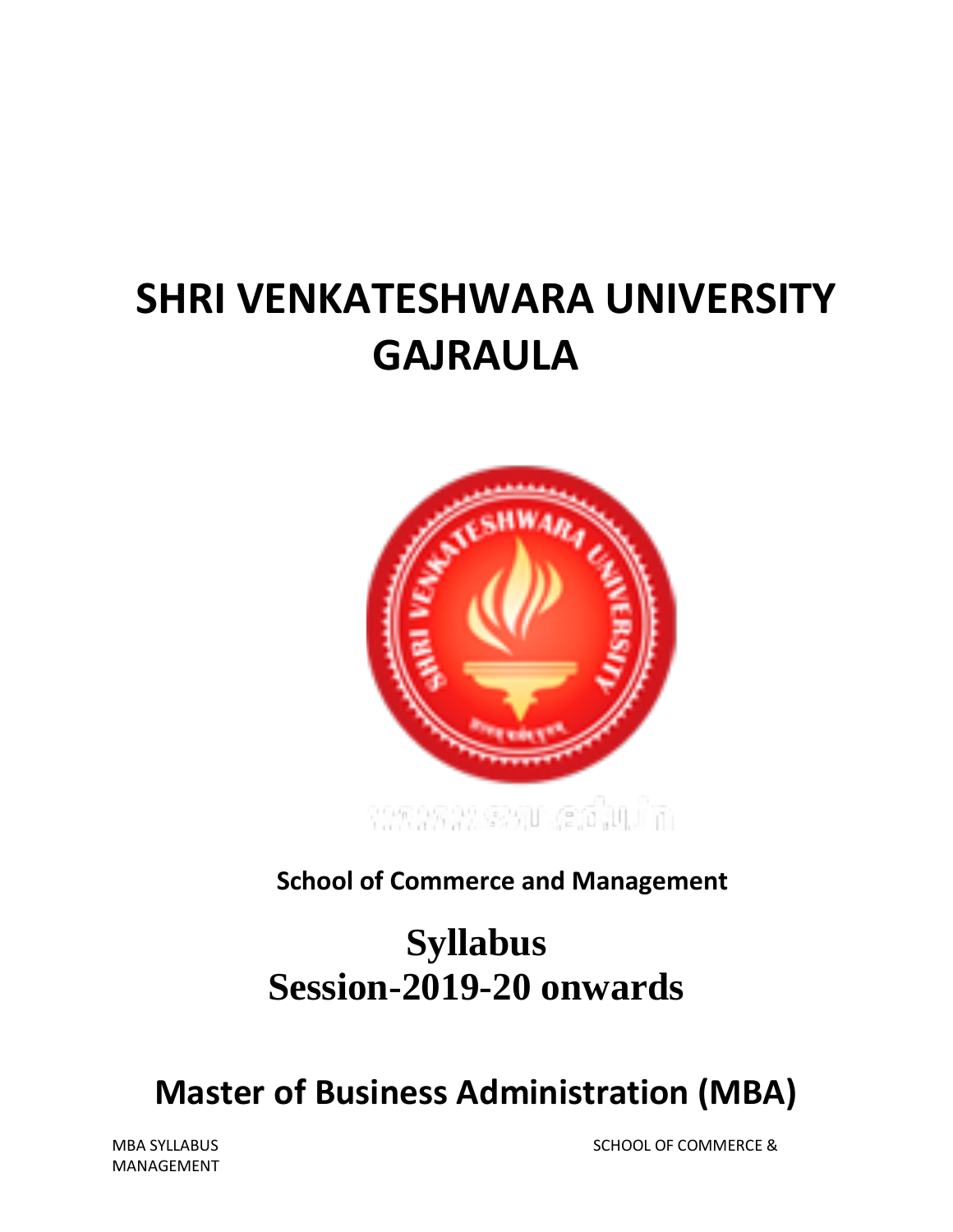# SHRI VENKATESHWARA UNIVERSITY GAJRAULA

**School of Commerce and Management**

## Syllabus
## Session-2019-20 onwards

# Master of Business Administration (MBA)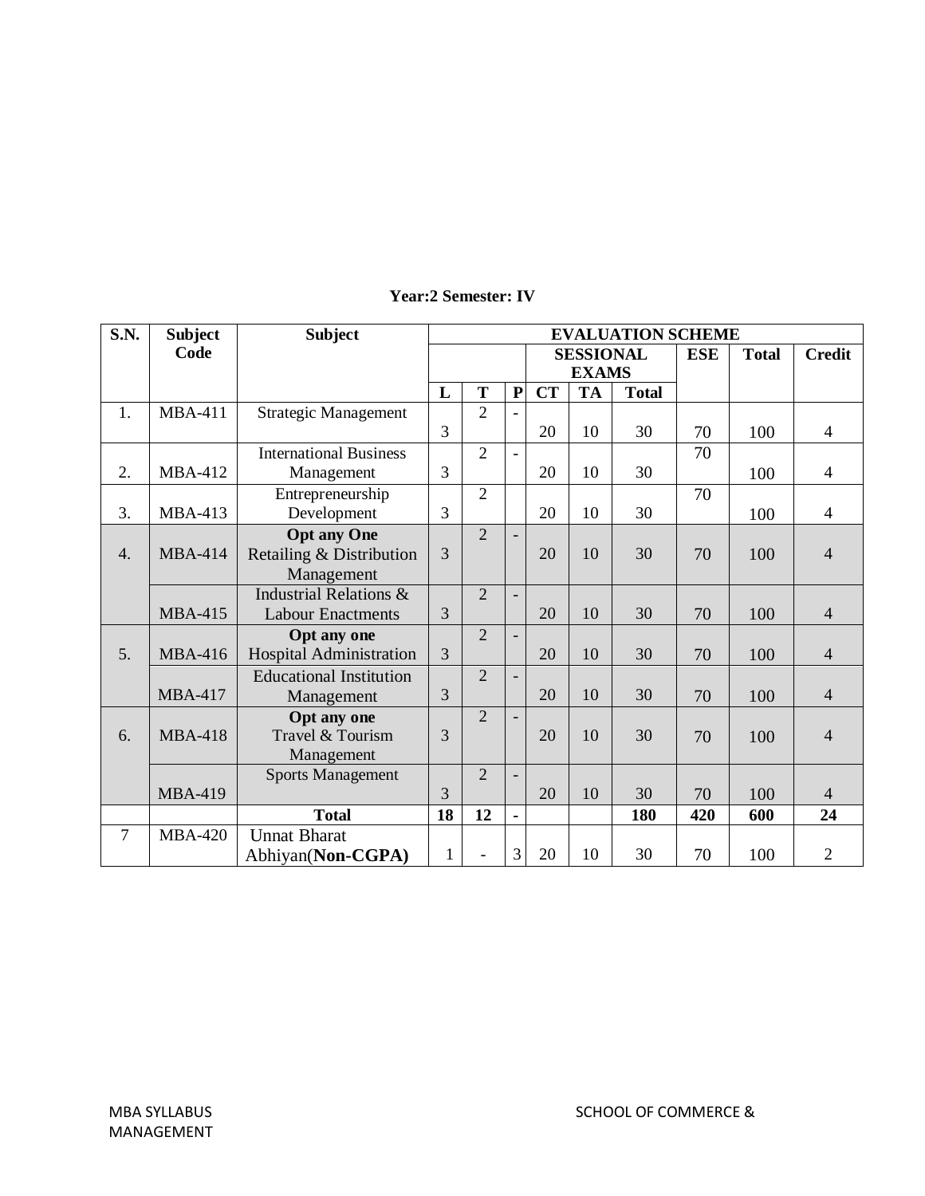**Year:2 Semester: IV**

| S.N. | Subject Code | Subject | EVALUATION SCHEME | | | | | | | | |
|---|---|---|---|---|---|---|---|---|---|---|---|
| | | | | | | SESSIONAL EXAMS | | | ESE | Total | Credit |
| | | | L | T | P | CT | TA | Total | | | |
| 1. | MBA-411 | Strategic Management | 3 | 2 | - | 20 | 10 | 30 | 70 | 100 | 4 |
| 2. | MBA-412 | International Business Management | 3 | 2 | - | 20 | 10 | 30 | 70 | 100 | 4 |
| 3. | MBA-413 | Entrepreneurship Development | 3 | 2 | | 20 | 10 | 30 | 70 | 100 | 4 |
| 4. | MBA-414 | **Opt any One** Retailing & Distribution Management | 3 | 2 | - | 20 | 10 | 30 | 70 | 100 | 4 |
| | MBA-415 | Industrial Relations & Labour Enactments | 3 | 2 | - | 20 | 10 | 30 | 70 | 100 | 4 |
| 5. | MBA-416 | **Opt any one** Hospital Administration | 3 | 2 | - | 20 | 10 | 30 | 70 | 100 | 4 |
| | MBA-417 | Educational Institution Management | 3 | 2 | - | 20 | 10 | 30 | 70 | 100 | 4 |
| 6. | MBA-418 | **Opt any one** Travel & Tourism Management | 3 | 2 | - | 20 | 10 | 30 | 70 | 100 | 4 |
| | MBA-419 | Sports Management | 3 | 2 | - | 20 | 10 | 30 | 70 | 100 | 4 |
| | | **Total** | **18** | **12** | **-** | | | **180** | **420** | **600** | **24** |
| 7 | MBA-420 | Unnat Bharat Abhiyan(**Non-CGPA)** | 1 | - | 3 | 20 | 10 | 30 | 70 | 100 | 2 |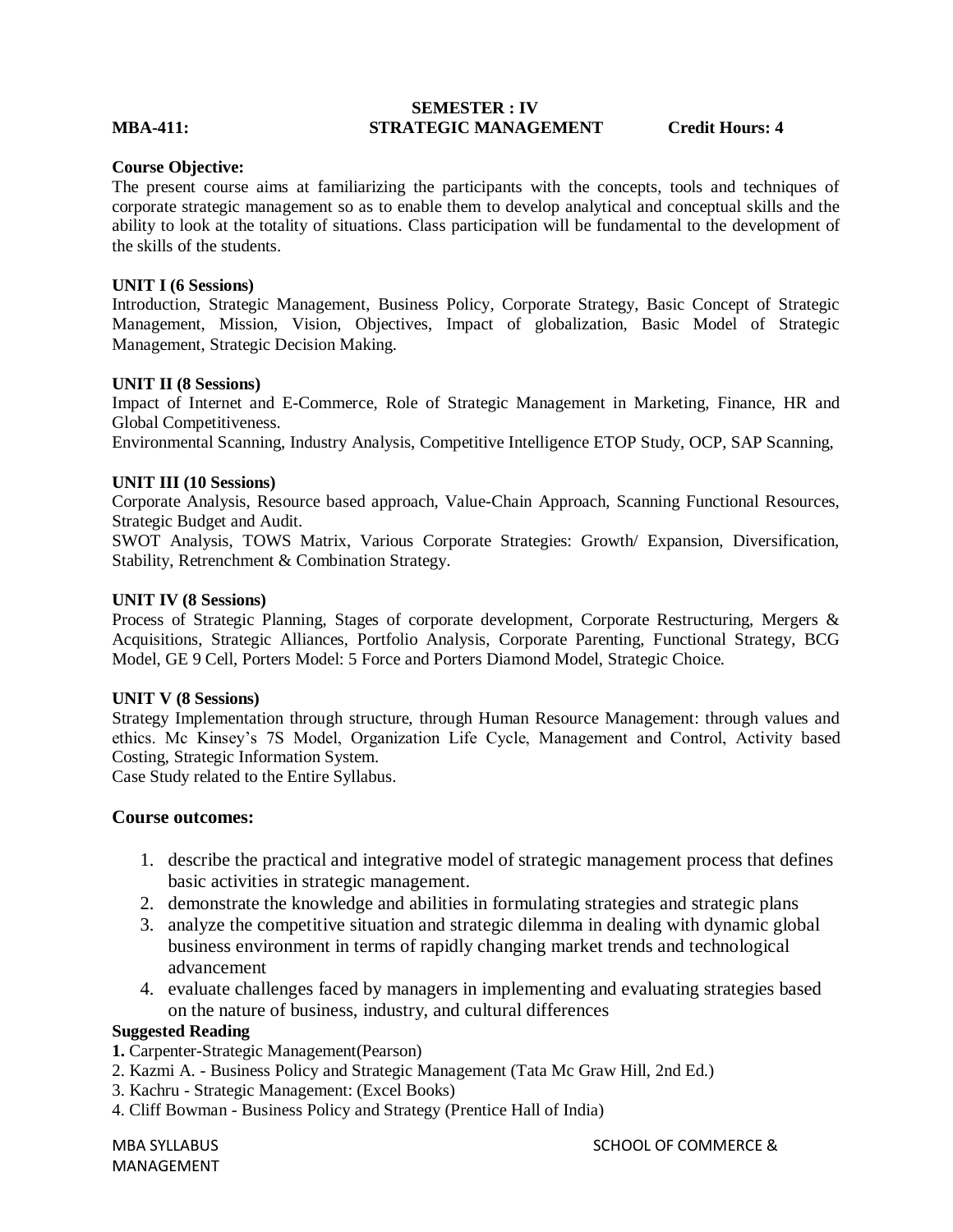**SEMESTER : IV**

**MBA-411: STRATEGIC MANAGEMENT Credit Hours: 4**

**Course Objective:**

The present course aims at familiarizing the participants with the concepts, tools and techniques of corporate strategic management so as to enable them to develop analytical and conceptual skills and the ability to look at the totality of situations. Class participation will be fundamental to the development of the skills of the students.

**UNIT I (6 Sessions)**

Introduction, Strategic Management, Business Policy, Corporate Strategy, Basic Concept of Strategic Management, Mission, Vision, Objectives, Impact of globalization, Basic Model of Strategic Management, Strategic Decision Making.

**UNIT II (8 Sessions)**

Impact of Internet and E-Commerce, Role of Strategic Management in Marketing, Finance, HR and Global Competitiveness.

Environmental Scanning, Industry Analysis, Competitive Intelligence ETOP Study, OCP, SAP Scanning,

**UNIT III (10 Sessions)**

Corporate Analysis, Resource based approach, Value-Chain Approach, Scanning Functional Resources, Strategic Budget and Audit.

SWOT Analysis, TOWS Matrix, Various Corporate Strategies: Growth/ Expansion, Diversification, Stability, Retrenchment & Combination Strategy.

**UNIT IV (8 Sessions)**

Process of Strategic Planning, Stages of corporate development, Corporate Restructuring, Mergers & Acquisitions, Strategic Alliances, Portfolio Analysis, Corporate Parenting, Functional Strategy, BCG Model, GE 9 Cell, Porters Model: 5 Force and Porters Diamond Model, Strategic Choice.

**UNIT V (8 Sessions)**

Strategy Implementation through structure, through Human Resource Management: through values and ethics. Mc Kinsey's 7S Model, Organization Life Cycle, Management and Control, Activity based Costing, Strategic Information System.

Case Study related to the Entire Syllabus.

## Course outcomes:

1. describe the practical and integrative model of strategic management process that defines basic activities in strategic management.
2. demonstrate the knowledge and abilities in formulating strategies and strategic plans
3. analyze the competitive situation and strategic dilemma in dealing with dynamic global business environment in terms of rapidly changing market trends and technological advancement
4. evaluate challenges faced by managers in implementing and evaluating strategies based on the nature of business, industry, and cultural differences

**Suggested Reading**

1. Carpenter-Strategic Management(Pearson)
2. Kazmi A. - Business Policy and Strategic Management (Tata Mc Graw Hill, 2nd Ed.)
3. Kachru - Strategic Management: (Excel Books)
4. Cliff Bowman - Business Policy and Strategy (Prentice Hall of India)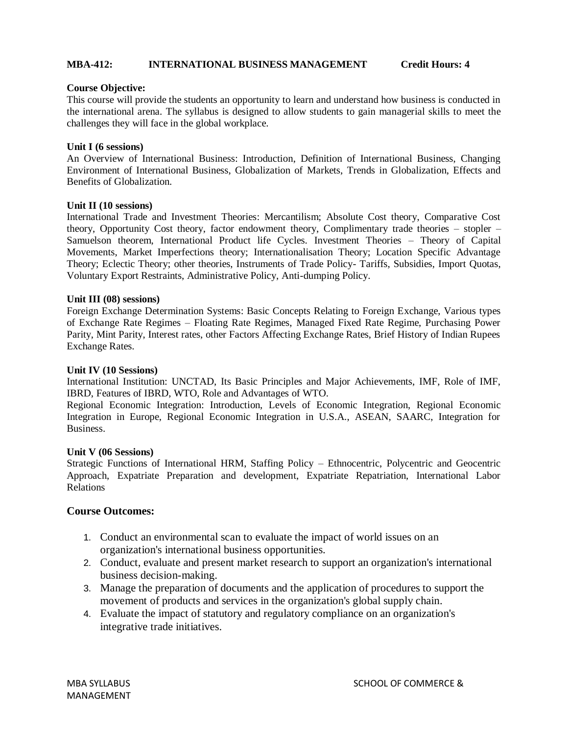**MBA-412: INTERNATIONAL BUSINESS MANAGEMENT Credit Hours: 4**

**Course Objective:**

This course will provide the students an opportunity to learn and understand how business is conducted in the international arena. The syllabus is designed to allow students to gain managerial skills to meet the challenges they will face in the global workplace.

**Unit I (6 sessions)**

An Overview of International Business: Introduction, Definition of International Business, Changing Environment of International Business, Globalization of Markets, Trends in Globalization, Effects and Benefits of Globalization.

**Unit II (10 sessions)**

International Trade and Investment Theories: Mercantilism; Absolute Cost theory, Comparative Cost theory, Opportunity Cost theory, factor endowment theory, Complimentary trade theories – stopler – Samuelson theorem, International Product life Cycles. Investment Theories – Theory of Capital Movements, Market Imperfections theory; Internationalisation Theory; Location Specific Advantage Theory; Eclectic Theory; other theories, Instruments of Trade Policy- Tariffs, Subsidies, Import Quotas, Voluntary Export Restraints, Administrative Policy, Anti-dumping Policy.

**Unit III (08) sessions)**

Foreign Exchange Determination Systems: Basic Concepts Relating to Foreign Exchange, Various types of Exchange Rate Regimes – Floating Rate Regimes, Managed Fixed Rate Regime, Purchasing Power Parity, Mint Parity, Interest rates, other Factors Affecting Exchange Rates, Brief History of Indian Rupees Exchange Rates.

**Unit IV (10 Sessions)**

International Institution: UNCTAD, Its Basic Principles and Major Achievements, IMF, Role of IMF, IBRD, Features of IBRD, WTO, Role and Advantages of WTO.

Regional Economic Integration: Introduction, Levels of Economic Integration, Regional Economic Integration in Europe, Regional Economic Integration in U.S.A., ASEAN, SAARC, Integration for Business.

**Unit V (06 Sessions)**

Strategic Functions of International HRM, Staffing Policy – Ethnocentric, Polycentric and Geocentric Approach, Expatriate Preparation and development, Expatriate Repatriation, International Labor Relations

## Course Outcomes:

1. Conduct an environmental scan to evaluate the impact of world issues on an organization's international business opportunities.
2. Conduct, evaluate and present market research to support an organization's international business decision-making.
3. Manage the preparation of documents and the application of procedures to support the movement of products and services in the organization's global supply chain.
4. Evaluate the impact of statutory and regulatory compliance on an organization's integrative trade initiatives.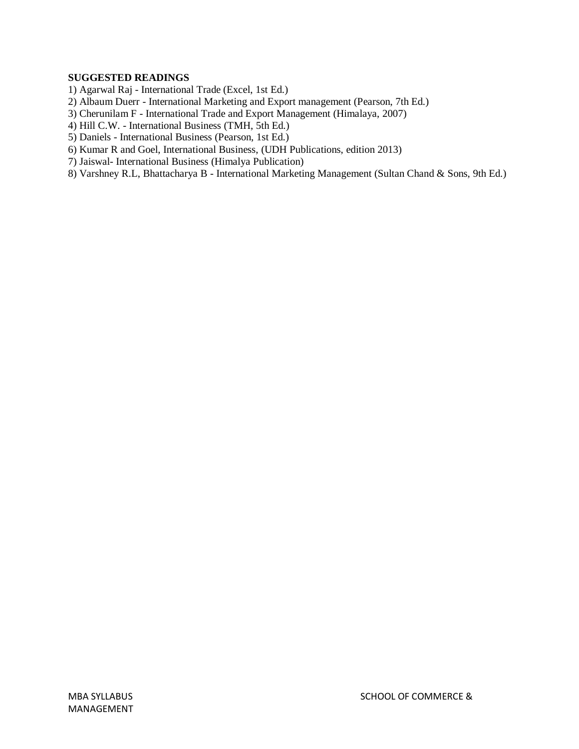**SUGGESTED READINGS**

1) Agarwal Raj - International Trade (Excel, 1st Ed.)
2) Albaum Duerr - International Marketing and Export management (Pearson, 7th Ed.)
3) Cherunilam F - International Trade and Export Management (Himalaya, 2007)
4) Hill C.W. - International Business (TMH, 5th Ed.)
5) Daniels - International Business (Pearson, 1st Ed.)
6) Kumar R and Goel, International Business, (UDH Publications, edition 2013)
7) Jaiswal- International Business (Himalya Publication)
8) Varshney R.L, Bhattacharya B - International Marketing Management (Sultan Chand & Sons, 9th Ed.)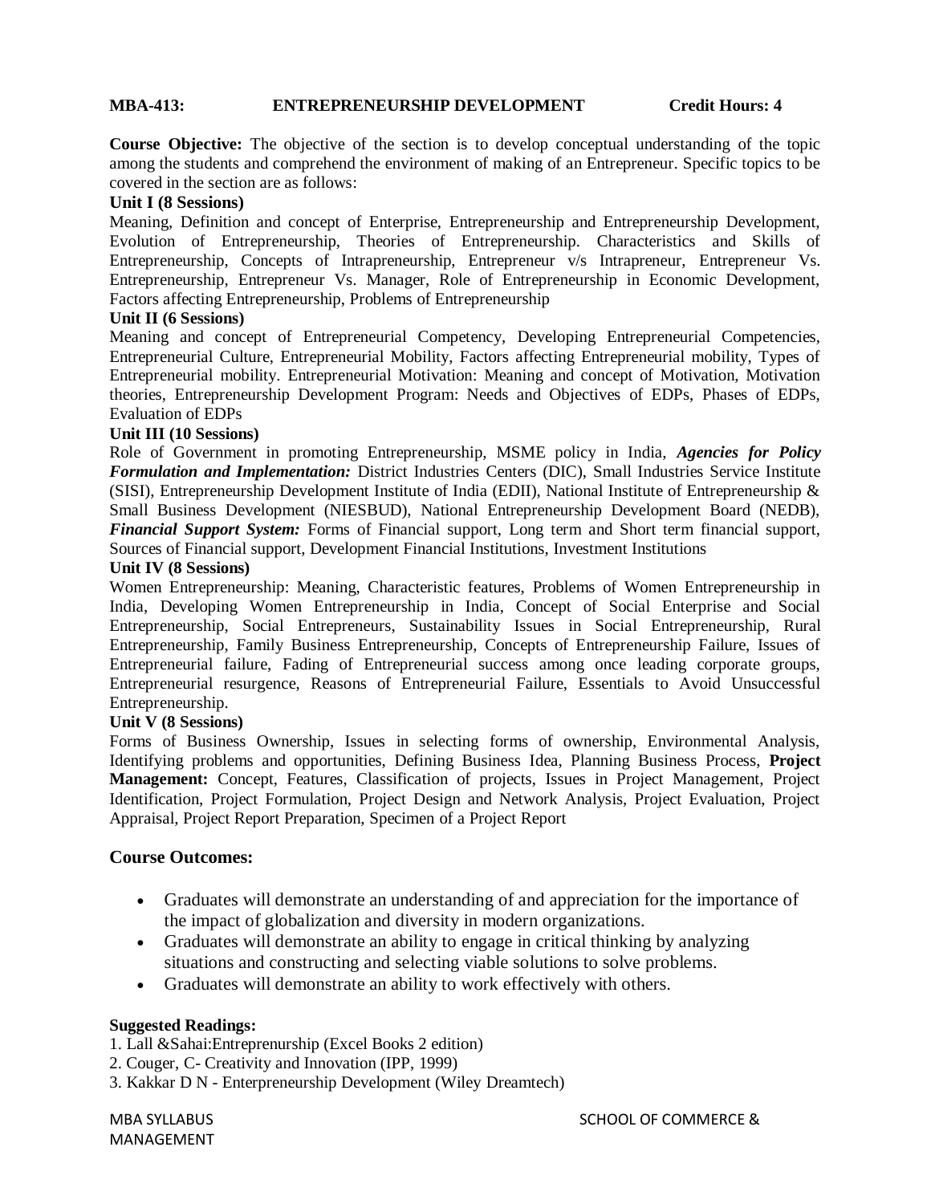**MBA-413: ENTREPRENEURSHIP DEVELOPMENT Credit Hours: 4**

**Course Objective:** The objective of the section is to develop conceptual understanding of the topic among the students and comprehend the environment of making of an Entrepreneur. Specific topics to be covered in the section are as follows:

**Unit I (8 Sessions)**

Meaning, Definition and concept of Enterprise, Entrepreneurship and Entrepreneurship Development, Evolution of Entrepreneurship, Theories of Entrepreneurship. Characteristics and Skills of Entrepreneurship, Concepts of Intrapreneurship, Entrepreneur v/s Intrapreneur, Entrepreneur Vs. Entrepreneurship, Entrepreneur Vs. Manager, Role of Entrepreneurship in Economic Development, Factors affecting Entrepreneurship, Problems of Entrepreneurship

**Unit II (6 Sessions)**

Meaning and concept of Entrepreneurial Competency, Developing Entrepreneurial Competencies, Entrepreneurial Culture, Entrepreneurial Mobility, Factors affecting Entrepreneurial mobility, Types of Entrepreneurial mobility. Entrepreneurial Motivation: Meaning and concept of Motivation, Motivation theories, Entrepreneurship Development Program: Needs and Objectives of EDPs, Phases of EDPs, Evaluation of EDPs

**Unit III (10 Sessions)**

Role of Government in promoting Entrepreneurship, MSME policy in India, ***Agencies for Policy Formulation and Implementation:*** District Industries Centers (DIC), Small Industries Service Institute (SISI), Entrepreneurship Development Institute of India (EDII), National Institute of Entrepreneurship & Small Business Development (NIESBUD), National Entrepreneurship Development Board (NEDB), ***Financial Support System:*** Forms of Financial support, Long term and Short term financial support, Sources of Financial support, Development Financial Institutions, Investment Institutions

**Unit IV (8 Sessions)**

Women Entrepreneurship: Meaning, Characteristic features, Problems of Women Entrepreneurship in India, Developing Women Entrepreneurship in India, Concept of Social Enterprise and Social Entrepreneurship, Social Entrepreneurs, Sustainability Issues in Social Entrepreneurship, Rural Entrepreneurship, Family Business Entrepreneurship, Concepts of Entrepreneurship Failure, Issues of Entrepreneurial failure, Fading of Entrepreneurial success among once leading corporate groups, Entrepreneurial resurgence, Reasons of Entrepreneurial Failure, Essentials to Avoid Unsuccessful Entrepreneurship.

**Unit V (8 Sessions)**

Forms of Business Ownership, Issues in selecting forms of ownership, Environmental Analysis, Identifying problems and opportunities, Defining Business Idea, Planning Business Process, **Project Management:** Concept, Features, Classification of projects, Issues in Project Management, Project Identification, Project Formulation, Project Design and Network Analysis, Project Evaluation, Project Appraisal, Project Report Preparation, Specimen of a Project Report

## Course Outcomes:

- Graduates will demonstrate an understanding of and appreciation for the importance of the impact of globalization and diversity in modern organizations.
- Graduates will demonstrate an ability to engage in critical thinking by analyzing situations and constructing and selecting viable solutions to solve problems.
- Graduates will demonstrate an ability to work effectively with others.

**Suggested Readings:**

1. Lall &Sahai:Entreprenurship (Excel Books 2 edition)
2. Couger, C- Creativity and Innovation (IPP, 1999)
3. Kakkar D N - Enterpreneurship Development (Wiley Dreamtech)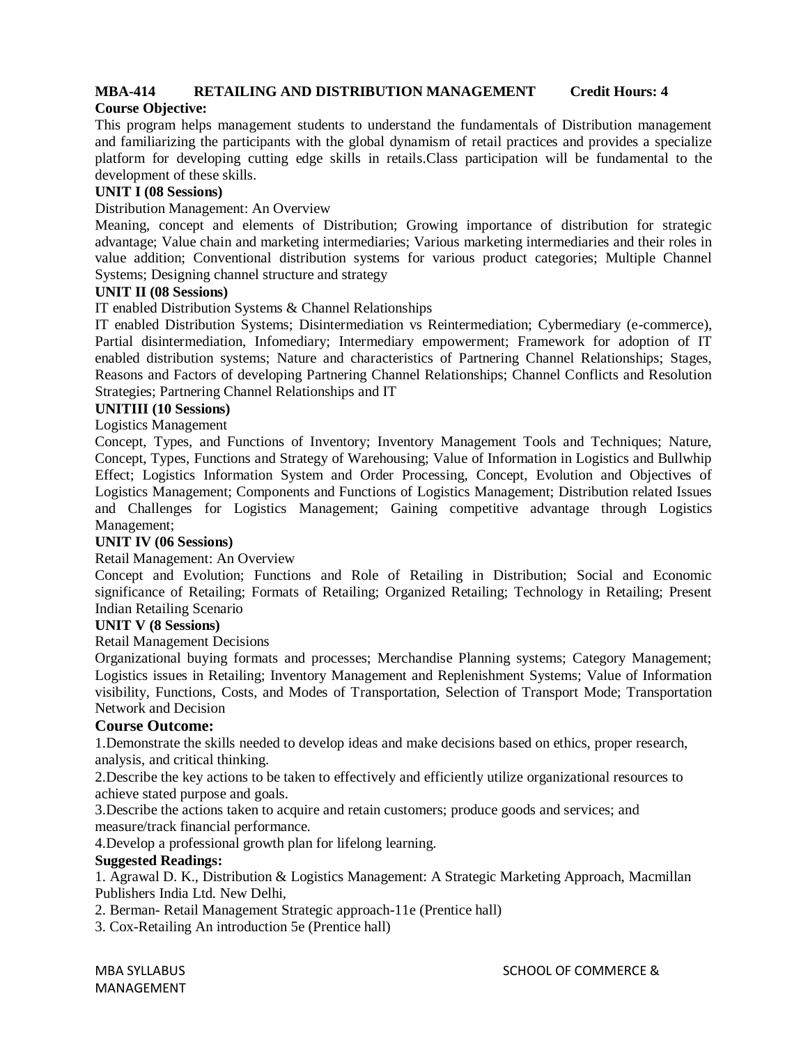**MBA-414 RETAILING AND DISTRIBUTION MANAGEMENT Credit Hours: 4**

**Course Objective:**

This program helps management students to understand the fundamentals of Distribution management and familiarizing the participants with the global dynamism of retail practices and provides a specialize platform for developing cutting edge skills in retails.Class participation will be fundamental to the development of these skills.

**UNIT I (08 Sessions)**

Distribution Management: An Overview

Meaning, concept and elements of Distribution; Growing importance of distribution for strategic advantage; Value chain and marketing intermediaries; Various marketing intermediaries and their roles in value addition; Conventional distribution systems for various product categories; Multiple Channel Systems; Designing channel structure and strategy

**UNIT II (08 Sessions)**

IT enabled Distribution Systems & Channel Relationships

IT enabled Distribution Systems; Disintermediation vs Reintermediation; Cybermediary (e-commerce), Partial disintermediation, Infomediary; Intermediary empowerment; Framework for adoption of IT enabled distribution systems; Nature and characteristics of Partnering Channel Relationships; Stages, Reasons and Factors of developing Partnering Channel Relationships; Channel Conflicts and Resolution Strategies; Partnering Channel Relationships and IT

**UNITIII (10 Sessions)**

Logistics Management

Concept, Types, and Functions of Inventory; Inventory Management Tools and Techniques; Nature, Concept, Types, Functions and Strategy of Warehousing; Value of Information in Logistics and Bullwhip Effect; Logistics Information System and Order Processing, Concept, Evolution and Objectives of Logistics Management; Components and Functions of Logistics Management; Distribution related Issues and Challenges for Logistics Management; Gaining competitive advantage through Logistics Management;

**UNIT IV (06 Sessions)**

Retail Management: An Overview

Concept and Evolution; Functions and Role of Retailing in Distribution; Social and Economic significance of Retailing; Formats of Retailing; Organized Retailing; Technology in Retailing; Present Indian Retailing Scenario

**UNIT V (8 Sessions)**

Retail Management Decisions

Organizational buying formats and processes; Merchandise Planning systems; Category Management; Logistics issues in Retailing; Inventory Management and Replenishment Systems; Value of Information visibility, Functions, Costs, and Modes of Transportation, Selection of Transport Mode; Transportation Network and Decision

**Course Outcome:**

1.Demonstrate the skills needed to develop ideas and make decisions based on ethics, proper research, analysis, and critical thinking.

2.Describe the key actions to be taken to effectively and efficiently utilize organizational resources to achieve stated purpose and goals.

3.Describe the actions taken to acquire and retain customers; produce goods and services; and measure/track financial performance.

4.Develop a professional growth plan for lifelong learning.

**Suggested Readings:**

1. Agrawal D. K., Distribution & Logistics Management: A Strategic Marketing Approach, Macmillan Publishers India Ltd. New Delhi,
2. Berman- Retail Management Strategic approach-11e (Prentice hall)
3. Cox-Retailing An introduction 5e (Prentice hall)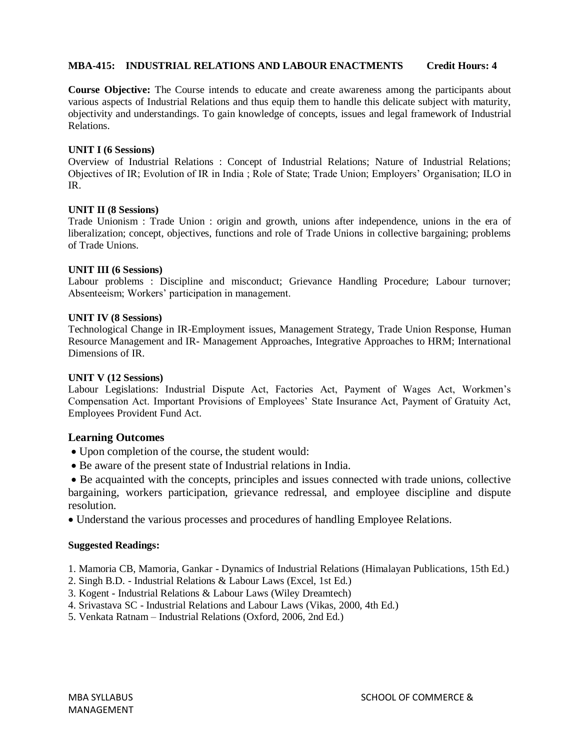## MBA-415: INDUSTRIAL RELATIONS AND LABOUR ENACTMENTS Credit Hours: 4

**Course Objective:** The Course intends to educate and create awareness among the participants about various aspects of Industrial Relations and thus equip them to handle this delicate subject with maturity, objectivity and understandings. To gain knowledge of concepts, issues and legal framework of Industrial Relations.

**UNIT I (6 Sessions)**

Overview of Industrial Relations : Concept of Industrial Relations; Nature of Industrial Relations; Objectives of IR; Evolution of IR in India ; Role of State; Trade Union; Employers' Organisation; ILO in IR.

**UNIT II (8 Sessions)**

Trade Unionism : Trade Union : origin and growth, unions after independence, unions in the era of liberalization; concept, objectives, functions and role of Trade Unions in collective bargaining; problems of Trade Unions.

**UNIT III (6 Sessions)**

Labour problems : Discipline and misconduct; Grievance Handling Procedure; Labour turnover; Absenteeism; Workers' participation in management.

**UNIT IV (8 Sessions)**

Technological Change in IR-Employment issues, Management Strategy, Trade Union Response, Human Resource Management and IR- Management Approaches, Integrative Approaches to HRM; International Dimensions of IR.

**UNIT V (12 Sessions)**

Labour Legislations: Industrial Dispute Act, Factories Act, Payment of Wages Act, Workmen's Compensation Act. Important Provisions of Employees' State Insurance Act, Payment of Gratuity Act, Employees Provident Fund Act.

### Learning Outcomes

- Upon completion of the course, the student would:
- Be aware of the present state of Industrial relations in India.
- Be acquainted with the concepts, principles and issues connected with trade unions, collective bargaining, workers participation, grievance redressal, and employee discipline and dispute resolution.
- Understand the various processes and procedures of handling Employee Relations.

**Suggested Readings:**

1. Mamoria CB, Mamoria, Gankar - Dynamics of Industrial Relations (Himalayan Publications, 15th Ed.)
2. Singh B.D. - Industrial Relations & Labour Laws (Excel, 1st Ed.)
3. Kogent - Industrial Relations & Labour Laws (Wiley Dreamtech)
4. Srivastava SC - Industrial Relations and Labour Laws (Vikas, 2000, 4th Ed.)
5. Venkata Ratnam – Industrial Relations (Oxford, 2006, 2nd Ed.)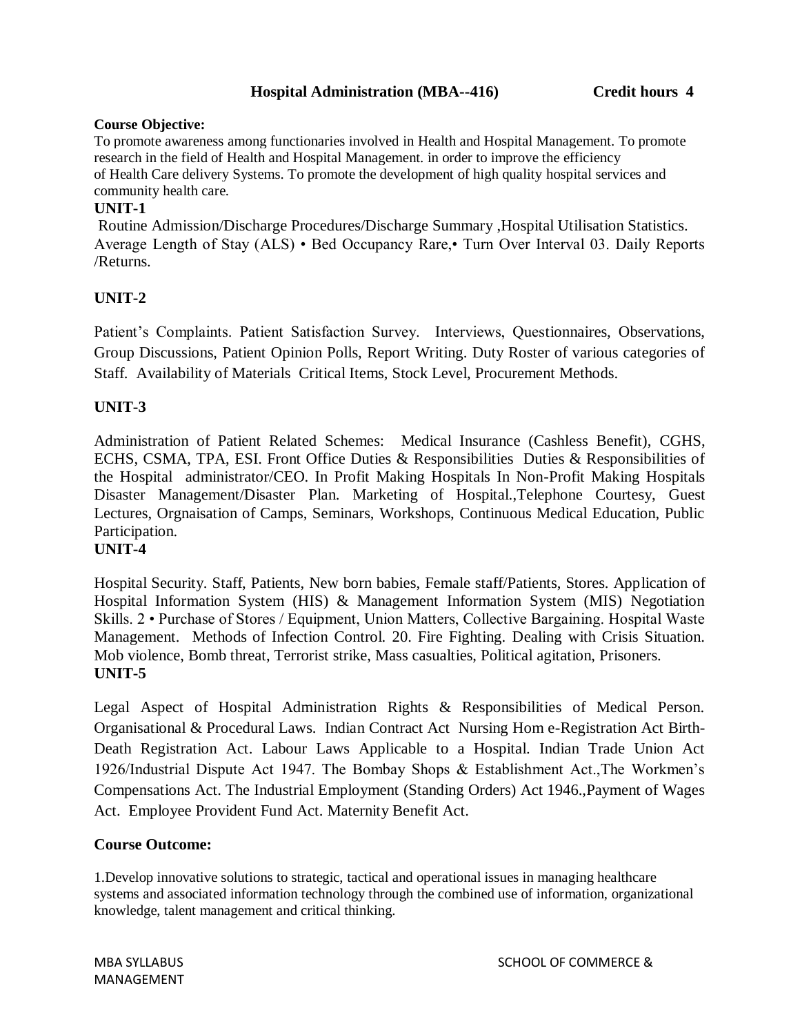## Hospital Administration (MBA--416) Credit hours 4

**Course Objective:**

To promote awareness among functionaries involved in Health and Hospital Management. To promote research in the field of Health and Hospital Management. in order to improve the efficiency of Health Care delivery Systems. To promote the development of high quality hospital services and community health care.

**UNIT-1**

Routine Admission/Discharge Procedures/Discharge Summary ,Hospital Utilisation Statistics. Average Length of Stay (ALS) • Bed Occupancy Rare,• Turn Over Interval 03. Daily Reports /Returns.

**UNIT-2**

Patient's Complaints. Patient Satisfaction Survey. Interviews, Questionnaires, Observations, Group Discussions, Patient Opinion Polls, Report Writing. Duty Roster of various categories of Staff. Availability of Materials Critical Items, Stock Level, Procurement Methods.

**UNIT-3**

Administration of Patient Related Schemes: Medical Insurance (Cashless Benefit), CGHS, ECHS, CSMA, TPA, ESI. Front Office Duties & Responsibilities Duties & Responsibilities of the Hospital administrator/CEO. In Profit Making Hospitals In Non-Profit Making Hospitals Disaster Management/Disaster Plan. Marketing of Hospital.,Telephone Courtesy, Guest Lectures, Orgnaisation of Camps, Seminars, Workshops, Continuous Medical Education, Public Participation.

**UNIT-4**

Hospital Security. Staff, Patients, New born babies, Female staff/Patients, Stores. Application of Hospital Information System (HIS) & Management Information System (MIS) Negotiation Skills. 2 • Purchase of Stores / Equipment, Union Matters, Collective Bargaining. Hospital Waste Management. Methods of Infection Control. 20. Fire Fighting. Dealing with Crisis Situation. Mob violence, Bomb threat, Terrorist strike, Mass casualties, Political agitation, Prisoners.

**UNIT-5**

Legal Aspect of Hospital Administration Rights & Responsibilities of Medical Person. Organisational & Procedural Laws. Indian Contract Act Nursing Hom e-Registration Act Birth-Death Registration Act. Labour Laws Applicable to a Hospital. Indian Trade Union Act 1926/Industrial Dispute Act 1947. The Bombay Shops & Establishment Act.,The Workmen's Compensations Act. The Industrial Employment (Standing Orders) Act 1946.,Payment of Wages Act. Employee Provident Fund Act. Maternity Benefit Act.

**Course Outcome:**

1.Develop innovative solutions to strategic, tactical and operational issues in managing healthcare systems and associated information technology through the combined use of information, organizational knowledge, talent management and critical thinking.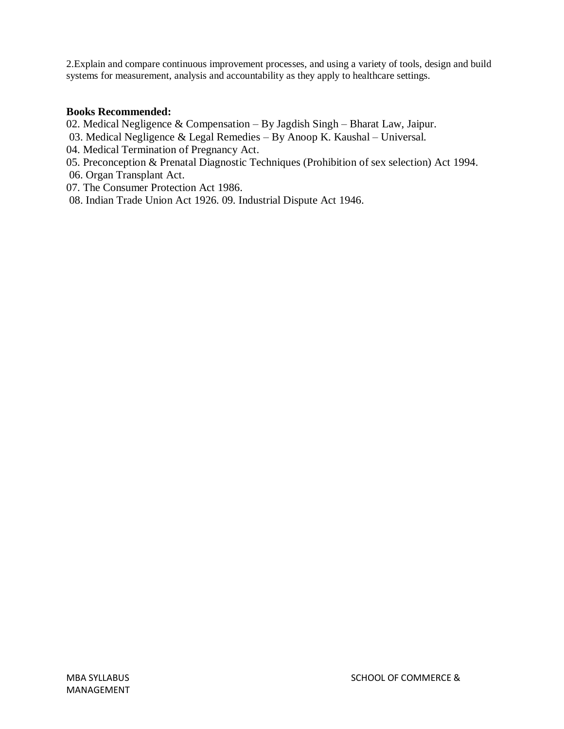2.Explain and compare continuous improvement processes, and using a variety of tools, design and build systems for measurement, analysis and accountability as they apply to healthcare settings.

**Books Recommended:**

02. Medical Negligence & Compensation – By Jagdish Singh – Bharat Law, Jaipur.
03. Medical Negligence & Legal Remedies – By Anoop K. Kaushal – Universal.
04. Medical Termination of Pregnancy Act.
05. Preconception & Prenatal Diagnostic Techniques (Prohibition of sex selection) Act 1994.
06. Organ Transplant Act.
07. The Consumer Protection Act 1986.
08. Indian Trade Union Act 1926. 09. Industrial Dispute Act 1946.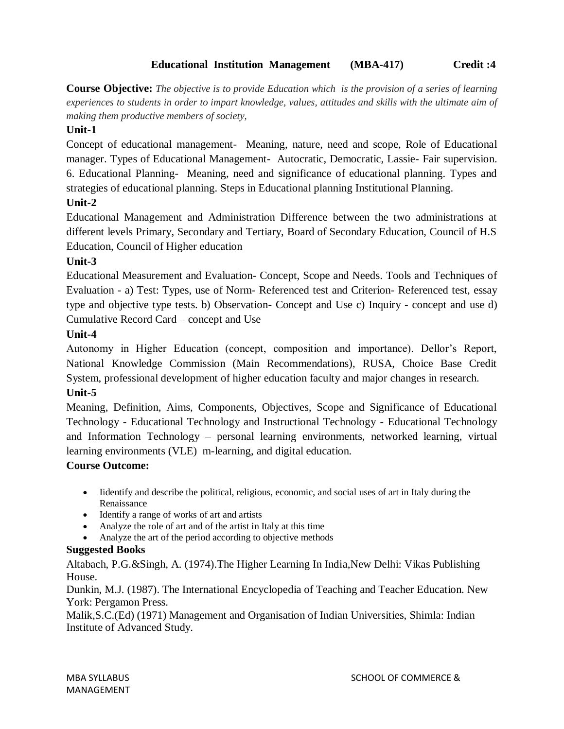### Educational Institution Management (MBA-417) Credit :4

**Course Objective:** *The objective is to provide Education which is the provision of a series of learning experiences to students in order to impart knowledge, values, attitudes and skills with the ultimate aim of making them productive members of society,*

**Unit-1**

Concept of educational management- Meaning, nature, need and scope, Role of Educational manager. Types of Educational Management- Autocratic, Democratic, Lassie- Fair supervision. 6. Educational Planning- Meaning, need and significance of educational planning. Types and strategies of educational planning. Steps in Educational planning Institutional Planning.

**Unit-2**

Educational Management and Administration Difference between the two administrations at different levels Primary, Secondary and Tertiary, Board of Secondary Education, Council of H.S Education, Council of Higher education

**Unit-3**

Educational Measurement and Evaluation- Concept, Scope and Needs. Tools and Techniques of Evaluation - a) Test: Types, use of Norm- Referenced test and Criterion- Referenced test, essay type and objective type tests. b) Observation- Concept and Use c) Inquiry - concept and use d) Cumulative Record Card – concept and Use

**Unit-4**

Autonomy in Higher Education (concept, composition and importance). Dellor's Report, National Knowledge Commission (Main Recommendations), RUSA, Choice Base Credit System, professional development of higher education faculty and major changes in research.

**Unit-5**

Meaning, Definition, Aims, Components, Objectives, Scope and Significance of Educational Technology - Educational Technology and Instructional Technology - Educational Technology and Information Technology – personal learning environments, networked learning, virtual learning environments (VLE) m-learning, and digital education.

**Course Outcome:**

- Iidentify and describe the political, religious, economic, and social uses of art in Italy during the Renaissance
- Identify a range of works of art and artists
- Analyze the role of art and of the artist in Italy at this time
- Analyze the art of the period according to objective methods

**Suggested Books**

Altabach, P.G.&Singh, A. (1974).The Higher Learning In India,New Delhi: Vikas Publishing House.

Dunkin, M.J. (1987). The International Encyclopedia of Teaching and Teacher Education. New York: Pergamon Press.

Malik,S.C.(Ed) (1971) Management and Organisation of Indian Universities, Shimla: Indian Institute of Advanced Study.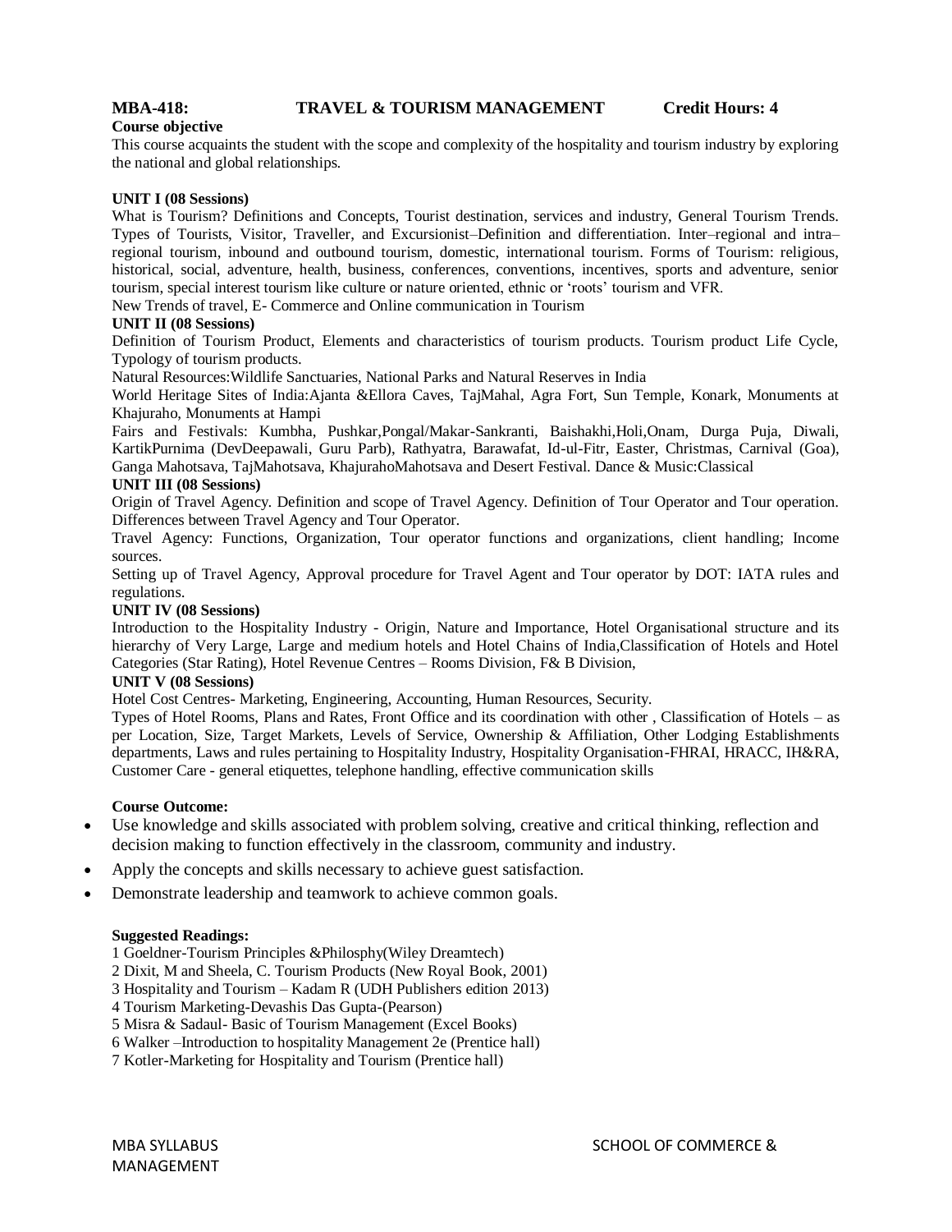**MBA-418: TRAVEL & TOURISM MANAGEMENT Credit Hours: 4**

**Course objective**

This course acquaints the student with the scope and complexity of the hospitality and tourism industry by exploring the national and global relationships.

**UNIT I (08 Sessions)**

What is Tourism? Definitions and Concepts, Tourist destination, services and industry, General Tourism Trends. Types of Tourists, Visitor, Traveller, and Excursionist–Definition and differentiation. Inter–regional and intra–regional tourism, inbound and outbound tourism, domestic, international tourism. Forms of Tourism: religious, historical, social, adventure, health, business, conferences, conventions, incentives, sports and adventure, senior tourism, special interest tourism like culture or nature oriented, ethnic or 'roots' tourism and VFR.

New Trends of travel, E- Commerce and Online communication in Tourism

**UNIT II (08 Sessions)**

Definition of Tourism Product, Elements and characteristics of tourism products. Tourism product Life Cycle, Typology of tourism products.

Natural Resources:Wildlife Sanctuaries, National Parks and Natural Reserves in India

World Heritage Sites of India:Ajanta &Ellora Caves, TajMahal, Agra Fort, Sun Temple, Konark, Monuments at Khajuraho, Monuments at Hampi

Fairs and Festivals: Kumbha, Pushkar,Pongal/Makar-Sankranti, Baishakhi,Holi,Onam, Durga Puja, Diwali, KartikPurnima (DevDeepawali, Guru Parb), Rathyatra, Barawafat, Id-ul-Fitr, Easter, Christmas, Carnival (Goa), Ganga Mahotsava, TajMahotsava, KhajurahoMahotsava and Desert Festival. Dance & Music:Classical

**UNIT III (08 Sessions)**

Origin of Travel Agency. Definition and scope of Travel Agency. Definition of Tour Operator and Tour operation. Differences between Travel Agency and Tour Operator.

Travel Agency: Functions, Organization, Tour operator functions and organizations, client handling; Income sources.

Setting up of Travel Agency, Approval procedure for Travel Agent and Tour operator by DOT: IATA rules and regulations.

**UNIT IV (08 Sessions)**

Introduction to the Hospitality Industry - Origin, Nature and Importance, Hotel Organisational structure and its hierarchy of Very Large, Large and medium hotels and Hotel Chains of India,Classification of Hotels and Hotel Categories (Star Rating), Hotel Revenue Centres – Rooms Division, F& B Division,

**UNIT V (08 Sessions)**

Hotel Cost Centres- Marketing, Engineering, Accounting, Human Resources, Security.

Types of Hotel Rooms, Plans and Rates, Front Office and its coordination with other , Classification of Hotels – as per Location, Size, Target Markets, Levels of Service, Ownership & Affiliation, Other Lodging Establishments departments, Laws and rules pertaining to Hospitality Industry, Hospitality Organisation-FHRAI, HRACC, IH&RA, Customer Care - general etiquettes, telephone handling, effective communication skills

**Course Outcome:**

- Use knowledge and skills associated with problem solving, creative and critical thinking, reflection and decision making to function effectively in the classroom, community and industry.
- Apply the concepts and skills necessary to achieve guest satisfaction.
- Demonstrate leadership and teamwork to achieve common goals.

**Suggested Readings:**

1 Goeldner-Tourism Principles &Philosphy(Wiley Dreamtech)
2 Dixit, M and Sheela, C. Tourism Products (New Royal Book, 2001)
3 Hospitality and Tourism – Kadam R (UDH Publishers edition 2013)
4 Tourism Marketing-Devashis Das Gupta-(Pearson)
5 Misra & Sadaul- Basic of Tourism Management (Excel Books)
6 Walker –Introduction to hospitality Management 2e (Prentice hall)
7 Kotler-Marketing for Hospitality and Tourism (Prentice hall)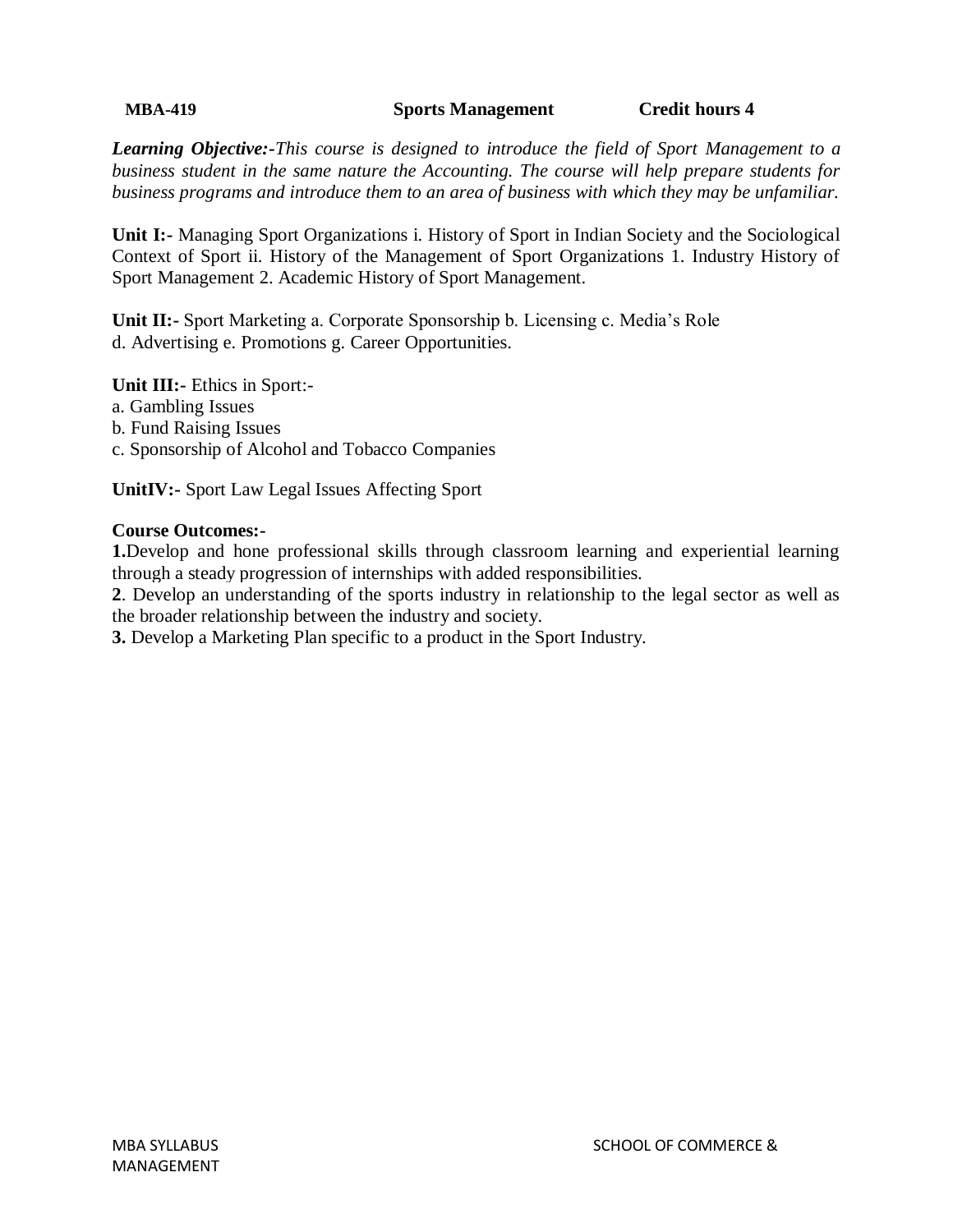**MBA-419 Sports Management Credit hours 4**

***Learning Objective:-****This course is designed to introduce the field of Sport Management to a business student in the same nature the Accounting. The course will help prepare students for business programs and introduce them to an area of business with which they may be unfamiliar.*

**Unit I:-** Managing Sport Organizations i. History of Sport in Indian Society and the Sociological Context of Sport ii. History of the Management of Sport Organizations 1. Industry History of Sport Management 2. Academic History of Sport Management.

**Unit II:-** Sport Marketing a. Corporate Sponsorship b. Licensing c. Media's Role
d. Advertising e. Promotions g. Career Opportunities.

**Unit III:-** Ethics in Sport:-
a. Gambling Issues
b. Fund Raising Issues
c. Sponsorship of Alcohol and Tobacco Companies

**UnitIV:-** Sport Law Legal Issues Affecting Sport

**Course Outcomes:-**

**1.**Develop and hone professional skills through classroom learning and experiential learning through a steady progression of internships with added responsibilities.

**2**. Develop an understanding of the sports industry in relationship to the legal sector as well as the broader relationship between the industry and society.

**3.** Develop a Marketing Plan specific to a product in the Sport Industry.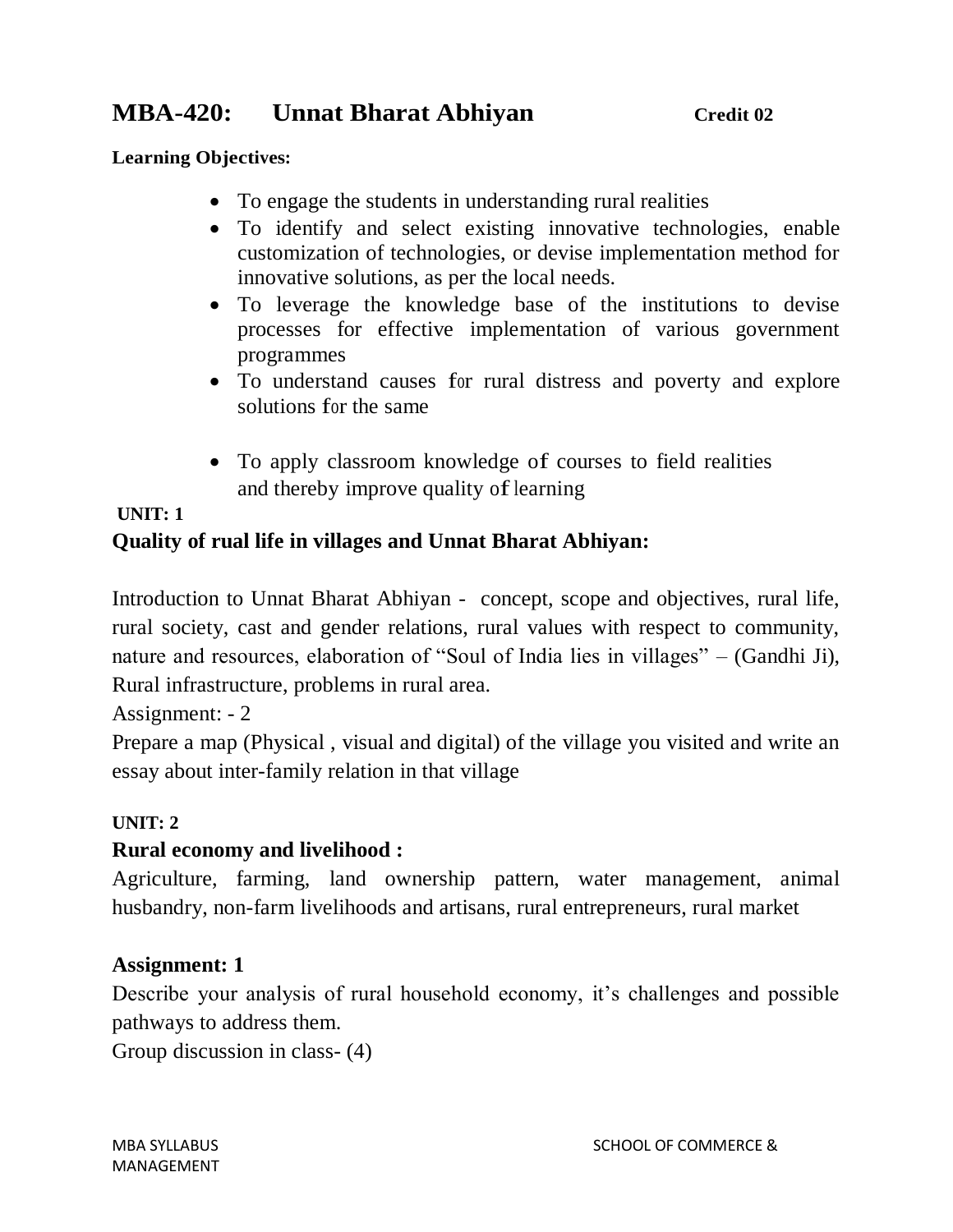# MBA-420: Unnat Bharat Abhiyan **Credit 02**

**Learning Objectives:**

- To engage the students in understanding rural realities
- To identify and select existing innovative technologies, enable customization of technologies, or devise implementation method for innovative solutions, as per the local needs.
- To leverage the knowledge base of the institutions to devise processes for effective implementation of various government programmes
- To understand causes for rural distress and poverty and explore solutions for the same
- To apply classroom knowledge of courses to field realities and thereby improve quality of learning

**UNIT: 1**

**Quality of rual life in villages and Unnat Bharat Abhiyan:**

Introduction to Unnat Bharat Abhiyan - concept, scope and objectives, rural life, rural society, cast and gender relations, rural values with respect to community, nature and resources, elaboration of "Soul of India lies in villages" – (Gandhi Ji), Rural infrastructure, problems in rural area.

Assignment: - 2

Prepare a map (Physical , visual and digital) of the village you visited and write an essay about inter-family relation in that village

**UNIT: 2**

**Rural economy and livelihood :**

Agriculture, farming, land ownership pattern, water management, animal husbandry, non-farm livelihoods and artisans, rural entrepreneurs, rural market

**Assignment: 1**

Describe your analysis of rural household economy, it's challenges and possible pathways to address them.

Group discussion in class- (4)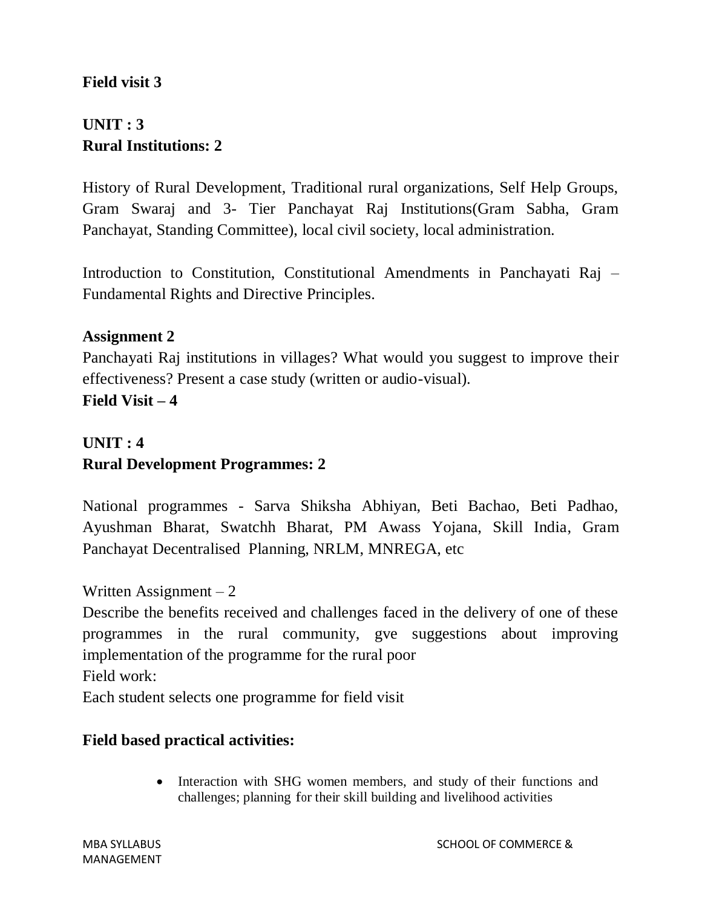**Field visit 3**

**UNIT : 3**
**Rural Institutions: 2**

History of Rural Development, Traditional rural organizations, Self Help Groups, Gram Swaraj and 3- Tier Panchayat Raj Institutions(Gram Sabha, Gram Panchayat, Standing Committee), local civil society, local administration.

Introduction to Constitution, Constitutional Amendments in Panchayati Raj – Fundamental Rights and Directive Principles.

**Assignment 2**
Panchayati Raj institutions in villages? What would you suggest to improve their effectiveness? Present a case study (written or audio-visual).
**Field Visit – 4**

**UNIT : 4**
**Rural Development Programmes: 2**

National programmes - Sarva Shiksha Abhiyan, Beti Bachao, Beti Padhao, Ayushman Bharat, Swatchh Bharat, PM Awass Yojana, Skill India, Gram Panchayat Decentralised Planning, NRLM, MNREGA, etc

Written Assignment – 2
Describe the benefits received and challenges faced in the delivery of one of these programmes in the rural community, gve suggestions about improving implementation of the programme for the rural poor
Field work:
Each student selects one programme for field visit

**Field based practical activities:**

- Interaction with SHG women members, and study of their functions and challenges; planning for their skill building and livelihood activities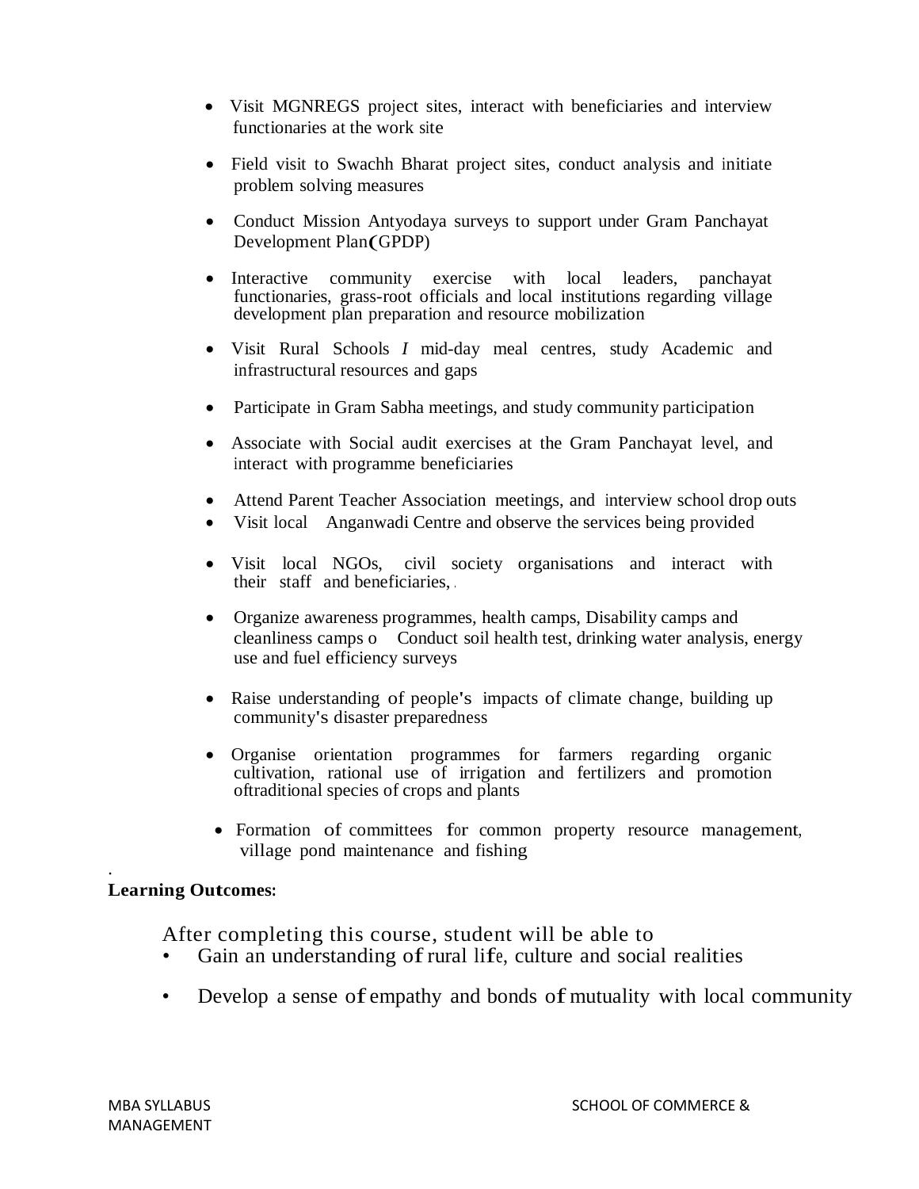- Visit MGNREGS project sites, interact with beneficiaries and interview functionaries at the work site
- Field visit to Swachh Bharat project sites, conduct analysis and initiate problem solving measures
- Conduct Mission Antyodaya surveys to support under Gram Panchayat Development Plan(GPDP)
- Interactive community exercise with local leaders, panchayat functionaries, grass-root officials and local institutions regarding village development plan preparation and resource mobilization
- Visit Rural Schools *I* mid-day meal centres, study Academic and infrastructural resources and gaps
- Participate in Gram Sabha meetings, and study community participation
- Associate with Social audit exercises at the Gram Panchayat level, and interact with programme beneficiaries
- Attend Parent Teacher Association meetings, and interview school drop outs
- Visit local Anganwadi Centre and observe the services being provided
- Visit local NGOs, civil society organisations and interact with their staff and beneficiaries, .
- Organize awareness programmes, health camps, Disability camps and cleanliness camps o Conduct soil health test, drinking water analysis, energy use and fuel efficiency surveys
- Raise understanding of people's impacts of climate change, building up community's disaster preparedness
- Organise orientation programmes for farmers regarding organic cultivation, rational use of irrigation and fertilizers and promotion oftraditional species of crops and plants
- Formation of committees for common property resource management, village pond maintenance and fishing

.

**Learning Outcomes:**

After completing this course, student will be able to

- Gain an understanding of rural life, culture and social realities
- Develop a sense of empathy and bonds of mutuality with local community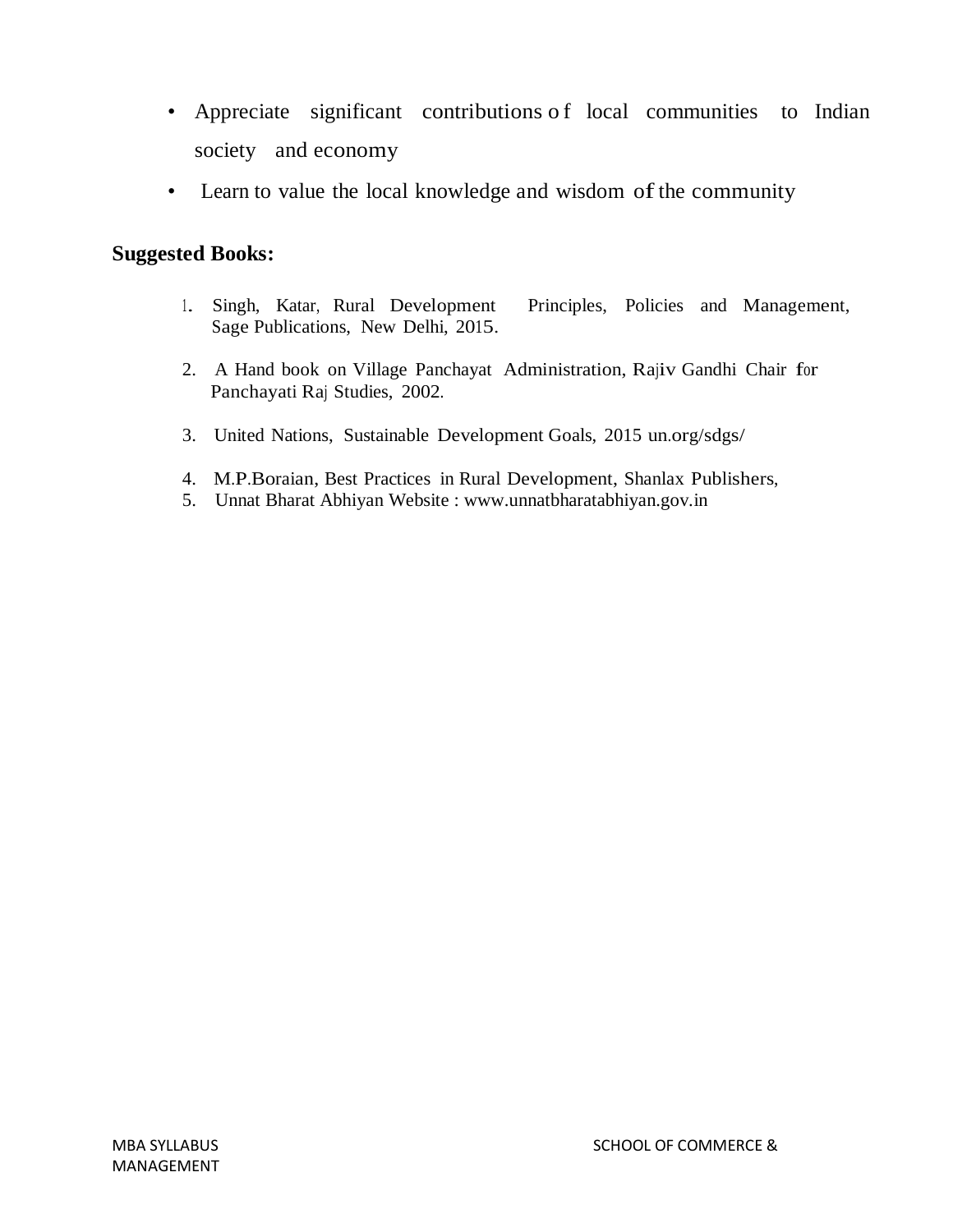- Appreciate significant contributions of local communities to Indian society and economy
- Learn to value the local knowledge and wisdom of the community

**Suggested Books:**

1. Singh, Katar, Rural Development Principles, Policies and Management, Sage Publications, New Delhi, 2015.
2. A Hand book on Village Panchayat Administration, Rajiv Gandhi Chair for Panchayati Raj Studies, 2002.
3. United Nations, Sustainable Development Goals, 2015 un.org/sdgs/
4. M.P.Boraian, Best Practices in Rural Development, Shanlax Publishers,
5. Unnat Bharat Abhiyan Website : www.unnatbharatabhiyan.gov.in